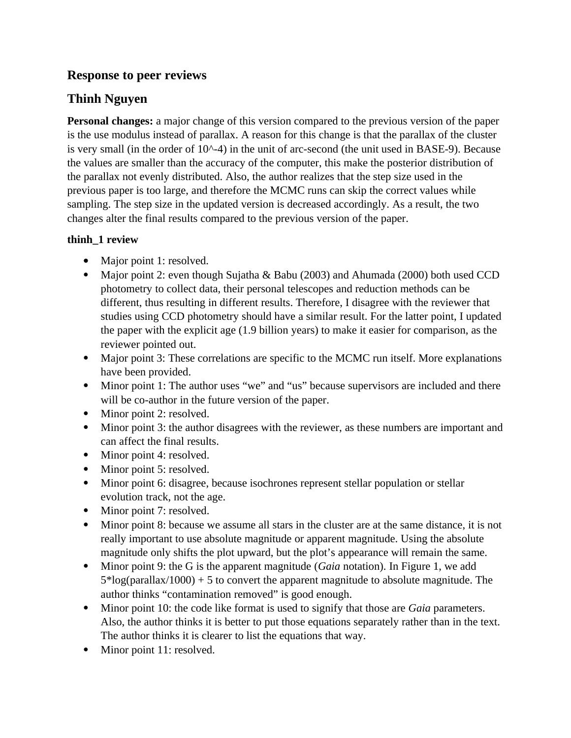## Response to peer reviews

## Thinh Nguyen

**Personal changes:** a major change of this version compared to the previous version of the paper is the use modulus instead of parallax. A reason for this change is that the parallax of the cluster is very small (in the order of 10^-4) in the unit of arc-second (the unit used in BASE-9). Because the values are smaller than the accuracy of the computer, this make the posterior distribution of the parallax not evenly distributed. Also, the author realizes that the step size used in the previous paper is too large, and therefore the MCMC runs can skip the correct values while sampling. The step size in the updated version is decreased accordingly. As a result, the two changes alter the final results compared to the previous version of the paper.

**thinh_1 review**

- Major point 1: resolved.
- Major point 2: even though Sujatha & Babu (2003) and Ahumada (2000) both used CCD photometry to collect data, their personal telescopes and reduction methods can be different, thus resulting in different results. Therefore, I disagree with the reviewer that studies using CCD photometry should have a similar result. For the latter point, I updated the paper with the explicit age (1.9 billion years) to make it easier for comparison, as the reviewer pointed out.
- Major point 3: These correlations are specific to the MCMC run itself. More explanations have been provided.
- Minor point 1: The author uses "we" and "us" because supervisors are included and there will be co-author in the future version of the paper.
- Minor point 2: resolved.
- Minor point 3: the author disagrees with the reviewer, as these numbers are important and can affect the final results.
- Minor point 4: resolved.
- Minor point 5: resolved.
- Minor point 6: disagree, because isochrones represent stellar population or stellar evolution track, not the age.
- Minor point 7: resolved.
- Minor point 8: because we assume all stars in the cluster are at the same distance, it is not really important to use absolute magnitude or apparent magnitude. Using the absolute magnitude only shifts the plot upward, but the plot's appearance will remain the same.
- Minor point 9: the G is the apparent magnitude (*Gaia* notation). In Figure 1, we add 5*log(parallax/1000) + 5 to convert the apparent magnitude to absolute magnitude. The author thinks "contamination removed" is good enough.
- Minor point 10: the code like format is used to signify that those are *Gaia* parameters. Also, the author thinks it is better to put those equations separately rather than in the text. The author thinks it is clearer to list the equations that way.
- Minor point 11: resolved.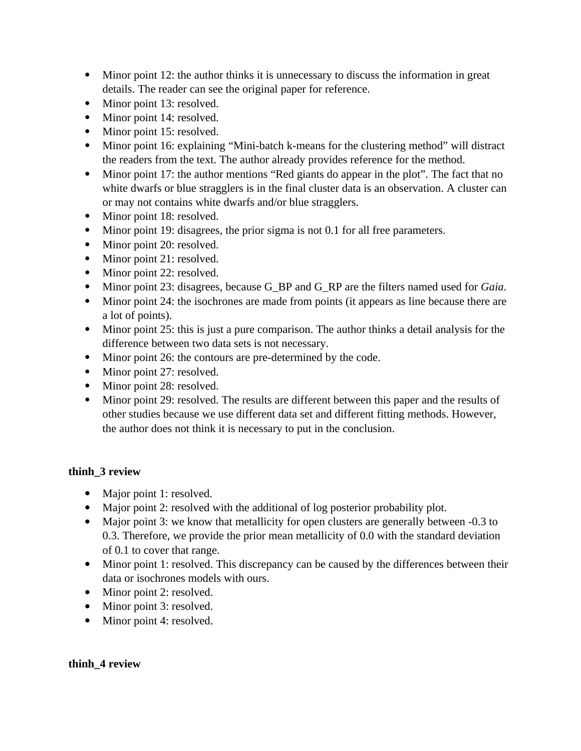- Minor point 12: the author thinks it is unnecessary to discuss the information in great details. The reader can see the original paper for reference.
- Minor point 13: resolved.
- Minor point 14: resolved.
- Minor point 15: resolved.
- Minor point 16: explaining "Mini-batch k-means for the clustering method" will distract the readers from the text. The author already provides reference for the method.
- Minor point 17: the author mentions "Red giants do appear in the plot". The fact that no white dwarfs or blue stragglers is in the final cluster data is an observation. A cluster can or may not contains white dwarfs and/or blue stragglers.
- Minor point 18: resolved.
- Minor point 19: disagrees, the prior sigma is not 0.1 for all free parameters.
- Minor point 20: resolved.
- Minor point 21: resolved.
- Minor point 22: resolved.
- Minor point 23: disagrees, because G_BP and G_RP are the filters named used for *Gaia*.
- Minor point 24: the isochrones are made from points (it appears as line because there are a lot of points).
- Minor point 25: this is just a pure comparison. The author thinks a detail analysis for the difference between two data sets is not necessary.
- Minor point 26: the contours are pre-determined by the code.
- Minor point 27: resolved.
- Minor point 28: resolved.
- Minor point 29: resolved. The results are different between this paper and the results of other studies because we use different data set and different fitting methods. However, the author does not think it is necessary to put in the conclusion.

**thinh_3 review**

- Major point 1: resolved.
- Major point 2: resolved with the additional of log posterior probability plot.
- Major point 3: we know that metallicity for open clusters are generally between -0.3 to 0.3. Therefore, we provide the prior mean metallicity of 0.0 with the standard deviation of 0.1 to cover that range.
- Minor point 1: resolved. This discrepancy can be caused by the differences between their data or isochrones models with ours.
- Minor point 2: resolved.
- Minor point 3: resolved.
- Minor point 4: resolved.

**thinh_4 review**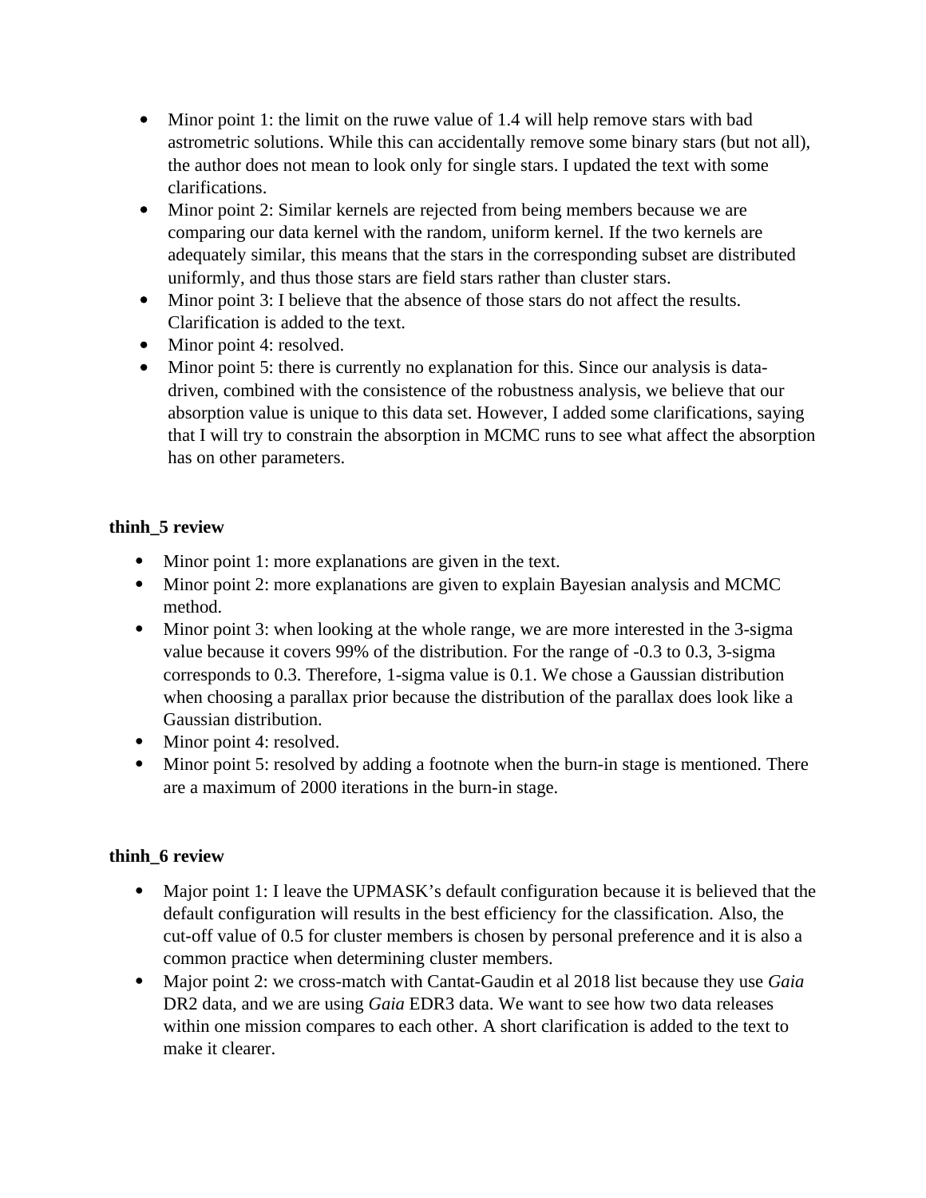- Minor point 1: the limit on the ruwe value of 1.4 will help remove stars with bad astrometric solutions. While this can accidentally remove some binary stars (but not all), the author does not mean to look only for single stars. I updated the text with some clarifications.
- Minor point 2: Similar kernels are rejected from being members because we are comparing our data kernel with the random, uniform kernel. If the two kernels are adequately similar, this means that the stars in the corresponding subset are distributed uniformly, and thus those stars are field stars rather than cluster stars.
- Minor point 3: I believe that the absence of those stars do not affect the results. Clarification is added to the text.
- Minor point 4: resolved.
- Minor point 5: there is currently no explanation for this. Since our analysis is data-driven, combined with the consistence of the robustness analysis, we believe that our absorption value is unique to this data set. However, I added some clarifications, saying that I will try to constrain the absorption in MCMC runs to see what affect the absorption has on other parameters.

**thinh_5 review**

- Minor point 1: more explanations are given in the text.
- Minor point 2: more explanations are given to explain Bayesian analysis and MCMC method.
- Minor point 3: when looking at the whole range, we are more interested in the 3-sigma value because it covers 99% of the distribution. For the range of -0.3 to 0.3, 3-sigma corresponds to 0.3. Therefore, 1-sigma value is 0.1. We chose a Gaussian distribution when choosing a parallax prior because the distribution of the parallax does look like a Gaussian distribution.
- Minor point 4: resolved.
- Minor point 5: resolved by adding a footnote when the burn-in stage is mentioned. There are a maximum of 2000 iterations in the burn-in stage.

**thinh_6 review**

- Major point 1: I leave the UPMASK's default configuration because it is believed that the default configuration will results in the best efficiency for the classification. Also, the cut-off value of 0.5 for cluster members is chosen by personal preference and it is also a common practice when determining cluster members.
- Major point 2: we cross-match with Cantat-Gaudin et al 2018 list because they use *Gaia* DR2 data, and we are using *Gaia* EDR3 data. We want to see how two data releases within one mission compares to each other. A short clarification is added to the text to make it clearer.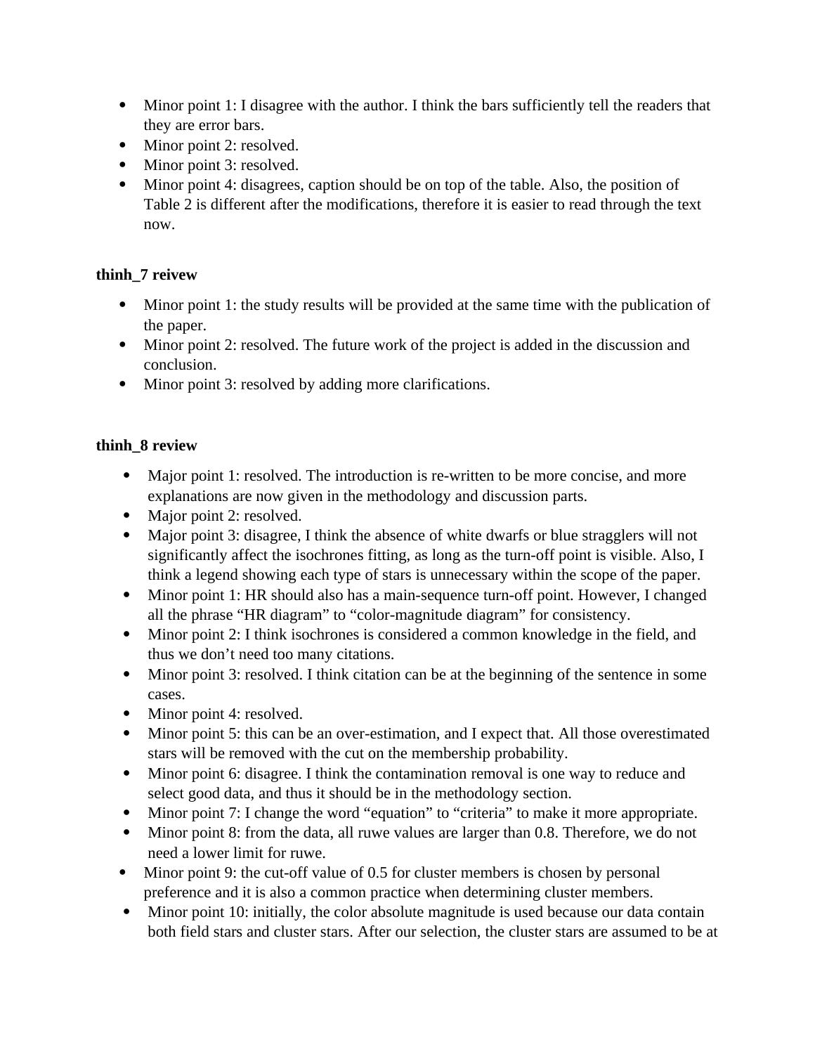- Minor point 1: I disagree with the author. I think the bars sufficiently tell the readers that they are error bars.
- Minor point 2: resolved.
- Minor point 3: resolved.
- Minor point 4: disagrees, caption should be on top of the table. Also, the position of Table 2 is different after the modifications, therefore it is easier to read through the text now.

**thinh_7 reivew**

- Minor point 1: the study results will be provided at the same time with the publication of the paper.
- Minor point 2: resolved. The future work of the project is added in the discussion and conclusion.
- Minor point 3: resolved by adding more clarifications.

**thinh_8 review**

- Major point 1: resolved. The introduction is re-written to be more concise, and more explanations are now given in the methodology and discussion parts.
- Major point 2: resolved.
- Major point 3: disagree, I think the absence of white dwarfs or blue stragglers will not significantly affect the isochrones fitting, as long as the turn-off point is visible. Also, I think a legend showing each type of stars is unnecessary within the scope of the paper.
- Minor point 1: HR should also has a main-sequence turn-off point. However, I changed all the phrase "HR diagram" to "color-magnitude diagram" for consistency.
- Minor point 2: I think isochrones is considered a common knowledge in the field, and thus we don't need too many citations.
- Minor point 3: resolved. I think citation can be at the beginning of the sentence in some cases.
- Minor point 4: resolved.
- Minor point 5: this can be an over-estimation, and I expect that. All those overestimated stars will be removed with the cut on the membership probability.
- Minor point 6: disagree. I think the contamination removal is one way to reduce and select good data, and thus it should be in the methodology section.
- Minor point 7: I change the word "equation" to "criteria" to make it more appropriate.
- Minor point 8: from the data, all ruwe values are larger than 0.8. Therefore, we do not need a lower limit for ruwe.
- Minor point 9: the cut-off value of 0.5 for cluster members is chosen by personal preference and it is also a common practice when determining cluster members.
- Minor point 10: initially, the color absolute magnitude is used because our data contain both field stars and cluster stars. After our selection, the cluster stars are assumed to be at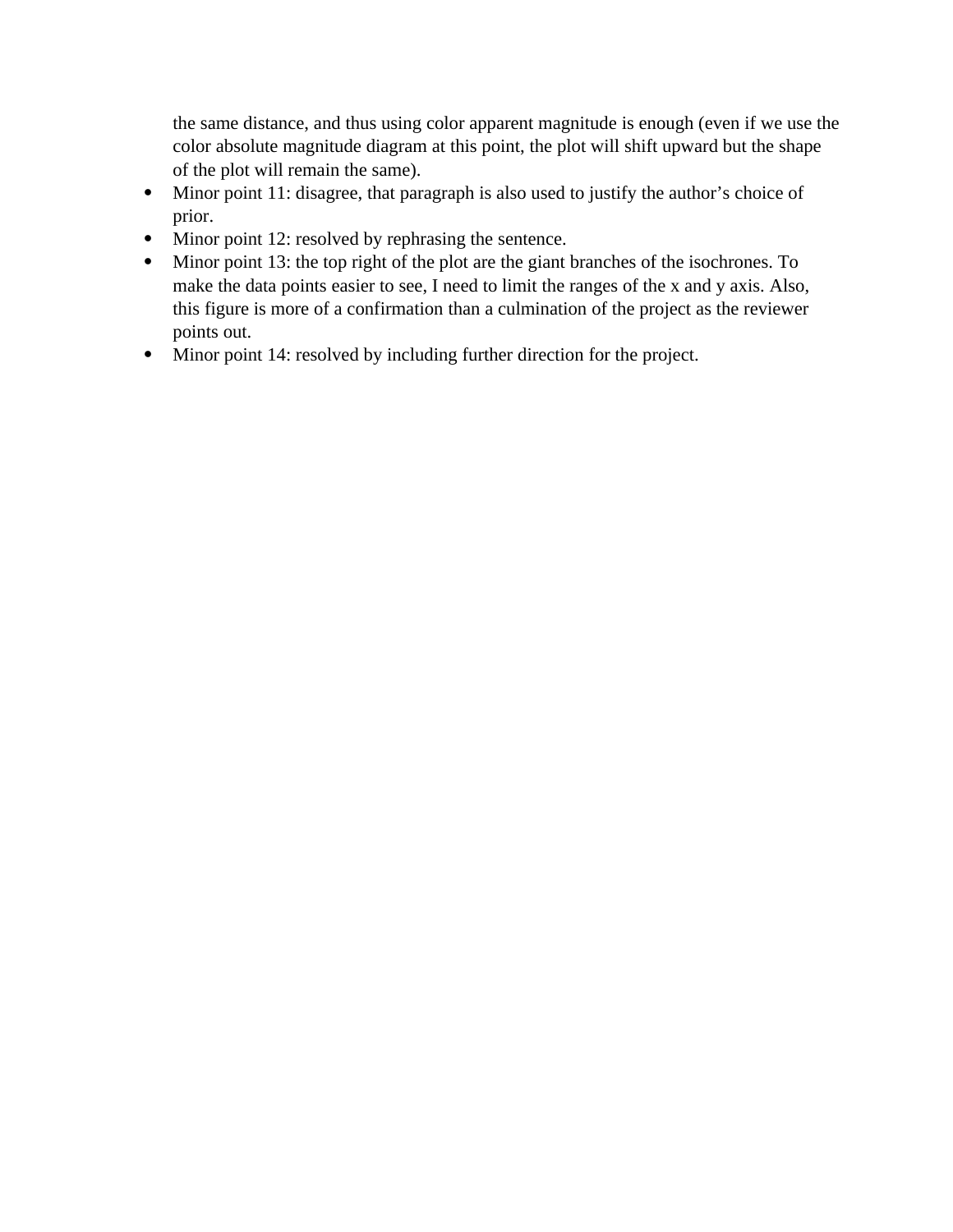the same distance, and thus using color apparent magnitude is enough (even if we use the color absolute magnitude diagram at this point, the plot will shift upward but the shape of the plot will remain the same).

- Minor point 11: disagree, that paragraph is also used to justify the author's choice of prior.
- Minor point 12: resolved by rephrasing the sentence.
- Minor point 13: the top right of the plot are the giant branches of the isochrones. To make the data points easier to see, I need to limit the ranges of the x and y axis. Also, this figure is more of a confirmation than a culmination of the project as the reviewer points out.
- Minor point 14: resolved by including further direction for the project.